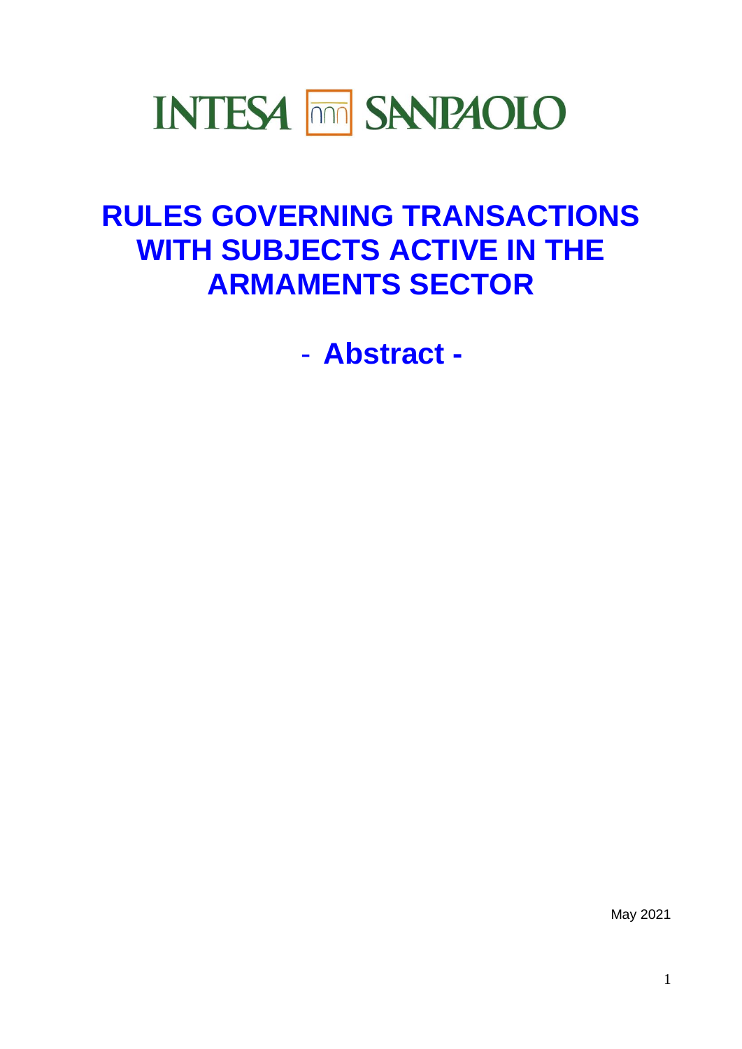INTESA SANPAOLO

# RULES GOVERNING TRANSACTIONS WITH SUBJECTS ACTIVE IN THE ARMAMENTS SECTOR

## - Abstract -

May 2021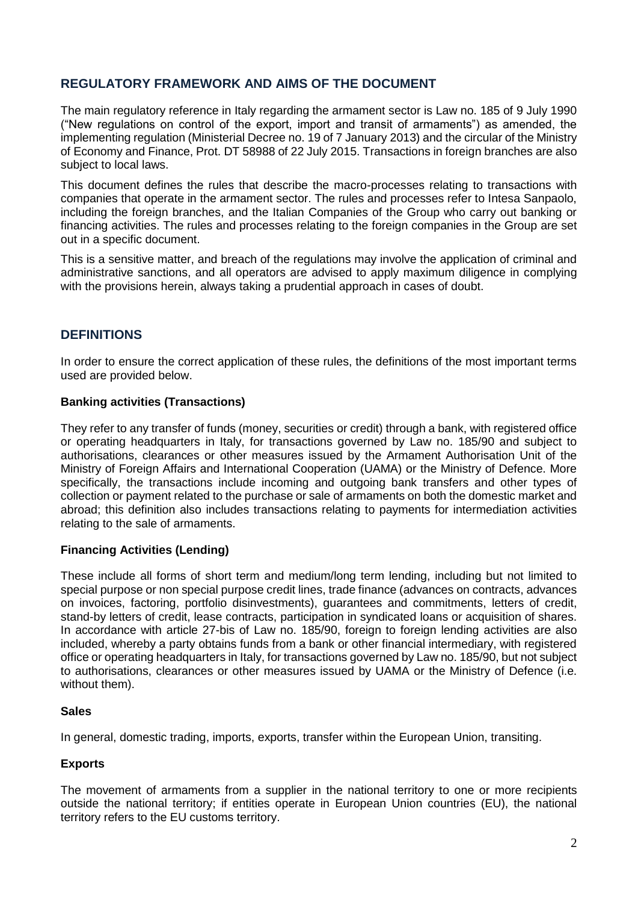## REGULATORY FRAMEWORK AND AIMS OF THE DOCUMENT

The main regulatory reference in Italy regarding the armament sector is Law no. 185 of 9 July 1990 ("New regulations on control of the export, import and transit of armaments") as amended, the implementing regulation (Ministerial Decree no. 19 of 7 January 2013) and the circular of the Ministry of Economy and Finance, Prot. DT 58988 of 22 July 2015. Transactions in foreign branches are also subject to local laws.

This document defines the rules that describe the macro-processes relating to transactions with companies that operate in the armament sector. The rules and processes refer to Intesa Sanpaolo, including the foreign branches, and the Italian Companies of the Group who carry out banking or financing activities. The rules and processes relating to the foreign companies in the Group are set out in a specific document.

This is a sensitive matter, and breach of the regulations may involve the application of criminal and administrative sanctions, and all operators are advised to apply maximum diligence in complying with the provisions herein, always taking a prudential approach in cases of doubt.

## DEFINITIONS

In order to ensure the correct application of these rules, the definitions of the most important terms used are provided below.

**Banking activities (Transactions)**

They refer to any transfer of funds (money, securities or credit) through a bank, with registered office or operating headquarters in Italy, for transactions governed by Law no. 185/90 and subject to authorisations, clearances or other measures issued by the Armament Authorisation Unit of the Ministry of Foreign Affairs and International Cooperation (UAMA) or the Ministry of Defence. More specifically, the transactions include incoming and outgoing bank transfers and other types of collection or payment related to the purchase or sale of armaments on both the domestic market and abroad; this definition also includes transactions relating to payments for intermediation activities relating to the sale of armaments.

**Financing Activities (Lending)**

These include all forms of short term and medium/long term lending, including but not limited to special purpose or non special purpose credit lines, trade finance (advances on contracts, advances on invoices, factoring, portfolio disinvestments), guarantees and commitments, letters of credit, stand-by letters of credit, lease contracts, participation in syndicated loans or acquisition of shares. In accordance with article 27-bis of Law no. 185/90, foreign to foreign lending activities are also included, whereby a party obtains funds from a bank or other financial intermediary, with registered office or operating headquarters in Italy, for transactions governed by Law no. 185/90, but not subject to authorisations, clearances or other measures issued by UAMA or the Ministry of Defence (i.e. without them).

**Sales**

In general, domestic trading, imports, exports, transfer within the European Union, transiting.

**Exports**

The movement of armaments from a supplier in the national territory to one or more recipients outside the national territory; if entities operate in European Union countries (EU), the national territory refers to the EU customs territory.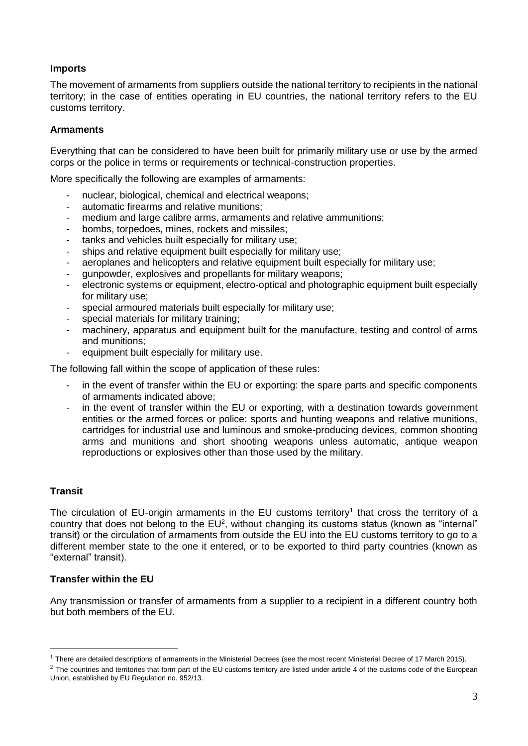### Imports

The movement of armaments from suppliers outside the national territory to recipients in the national territory; in the case of entities operating in EU countries, the national territory refers to the EU customs territory.

### Armaments

Everything that can be considered to have been built for primarily military use or use by the armed corps or the police in terms or requirements or technical-construction properties.

More specifically the following are examples of armaments:

- nuclear, biological, chemical and electrical weapons;
- automatic firearms and relative munitions;
- medium and large calibre arms, armaments and relative ammunitions;
- bombs, torpedoes, mines, rockets and missiles;
- tanks and vehicles built especially for military use;
- ships and relative equipment built especially for military use;
- aeroplanes and helicopters and relative equipment built especially for military use;
- gunpowder, explosives and propellants for military weapons;
- electronic systems or equipment, electro-optical and photographic equipment built especially for military use;
- special armoured materials built especially for military use;
- special materials for military training;
- machinery, apparatus and equipment built for the manufacture, testing and control of arms and munitions;
- equipment built especially for military use.

The following fall within the scope of application of these rules:

- in the event of transfer within the EU or exporting: the spare parts and specific components of armaments indicated above;
- in the event of transfer within the EU or exporting, with a destination towards government entities or the armed forces or police: sports and hunting weapons and relative munitions, cartridges for industrial use and luminous and smoke-producing devices, common shooting arms and munitions and short shooting weapons unless automatic, antique weapon reproductions or explosives other than those used by the military.

### Transit

The circulation of EU-origin armaments in the EU customs territory[1] that cross the territory of a country that does not belong to the EU[2], without changing its customs status (known as "internal" transit) or the circulation of armaments from outside the EU into the EU customs territory to go to a different member state to the one it entered, or to be exported to third party countries (known as "external" transit).

### Transfer within the EU

Any transmission or transfer of armaments from a supplier to a recipient in a different country both but both members of the EU.

---

[1] There are detailed descriptions of armaments in the Ministerial Decrees (see the most recent Ministerial Decree of 17 March 2015).

[2] The countries and territories that form part of the EU customs territory are listed under article 4 of the customs code of the European Union, established by EU Regulation no. 952/13.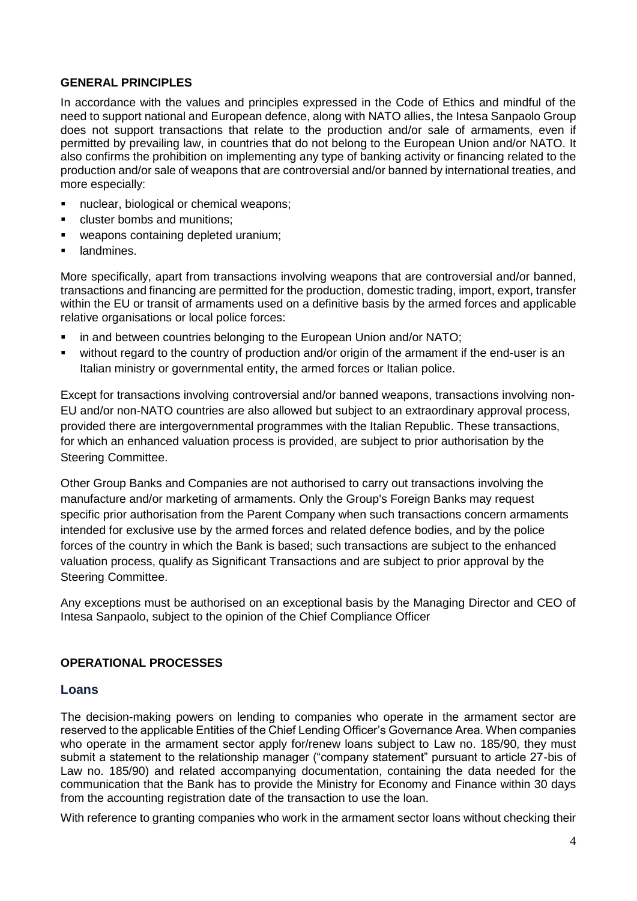**GENERAL PRINCIPLES**

In accordance with the values and principles expressed in the Code of Ethics and mindful of the need to support national and European defence, along with NATO allies, the Intesa Sanpaolo Group does not support transactions that relate to the production and/or sale of armaments, even if permitted by prevailing law, in countries that do not belong to the European Union and/or NATO. It also confirms the prohibition on implementing any type of banking activity or financing related to the production and/or sale of weapons that are controversial and/or banned by international treaties, and more especially:

- nuclear, biological or chemical weapons;
- cluster bombs and munitions;
- weapons containing depleted uranium;
- landmines.

More specifically, apart from transactions involving weapons that are controversial and/or banned, transactions and financing are permitted for the production, domestic trading, import, export, transfer within the EU or transit of armaments used on a definitive basis by the armed forces and applicable relative organisations or local police forces:

- in and between countries belonging to the European Union and/or NATO;
- without regard to the country of production and/or origin of the armament if the end-user is an Italian ministry or governmental entity, the armed forces or Italian police.

Except for transactions involving controversial and/or banned weapons, transactions involving non-EU and/or non-NATO countries are also allowed but subject to an extraordinary approval process, provided there are intergovernmental programmes with the Italian Republic. These transactions, for which an enhanced valuation process is provided, are subject to prior authorisation by the Steering Committee.

Other Group Banks and Companies are not authorised to carry out transactions involving the manufacture and/or marketing of armaments. Only the Group's Foreign Banks may request specific prior authorisation from the Parent Company when such transactions concern armaments intended for exclusive use by the armed forces and related defence bodies, and by the police forces of the country in which the Bank is based; such transactions are subject to the enhanced valuation process, qualify as Significant Transactions and are subject to prior approval by the Steering Committee.

Any exceptions must be authorised on an exceptional basis by the Managing Director and CEO of Intesa Sanpaolo, subject to the opinion of the Chief Compliance Officer

**OPERATIONAL PROCESSES**

## Loans

The decision-making powers on lending to companies who operate in the armament sector are reserved to the applicable Entities of the Chief Lending Officer's Governance Area. When companies who operate in the armament sector apply for/renew loans subject to Law no. 185/90, they must submit a statement to the relationship manager ("company statement" pursuant to article 27-bis of Law no. 185/90) and related accompanying documentation, containing the data needed for the communication that the Bank has to provide the Ministry for Economy and Finance within 30 days from the accounting registration date of the transaction to use the loan.

With reference to granting companies who work in the armament sector loans without checking their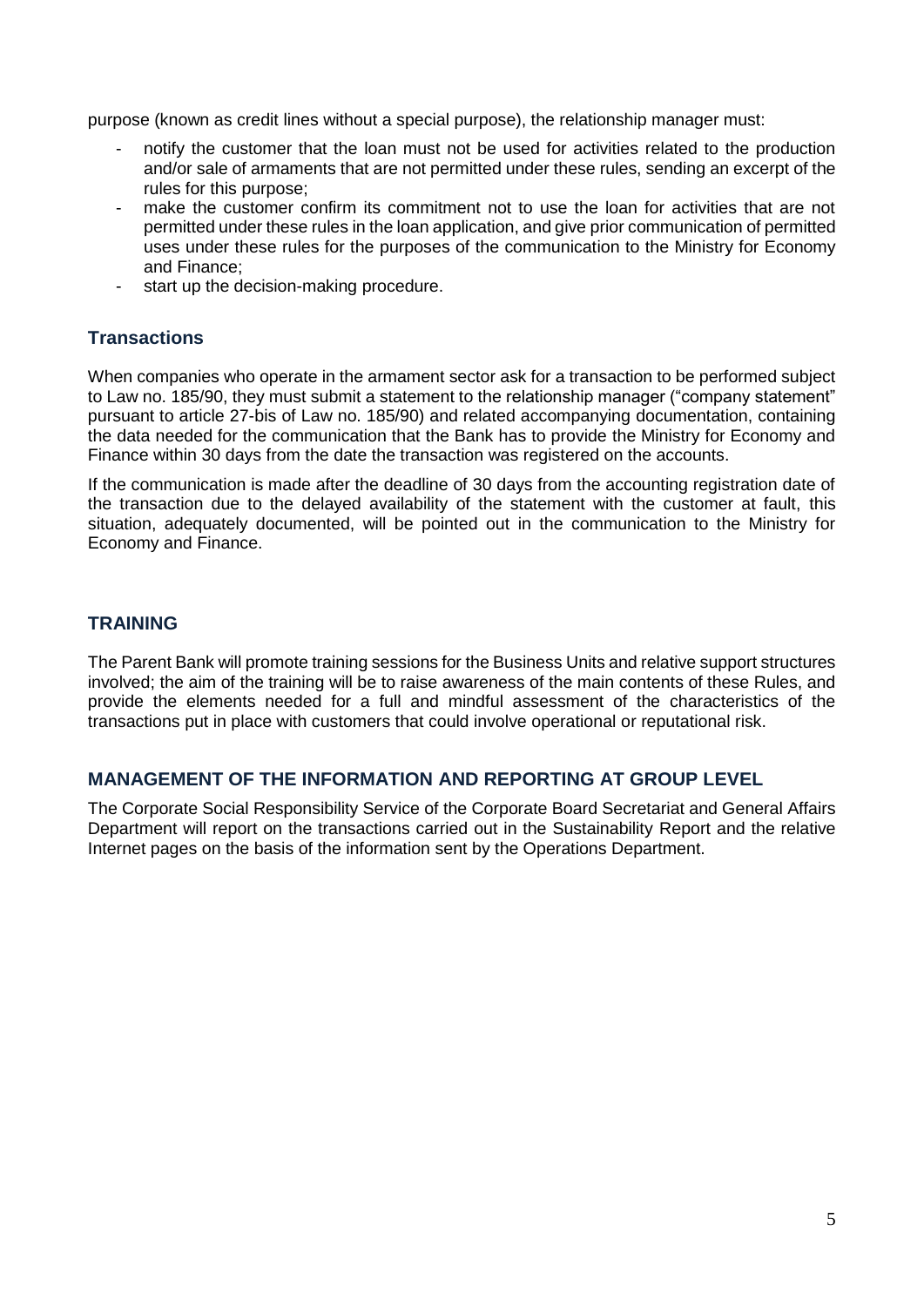purpose (known as credit lines without a special purpose), the relationship manager must:

- notify the customer that the loan must not be used for activities related to the production and/or sale of armaments that are not permitted under these rules, sending an excerpt of the rules for this purpose;
- make the customer confirm its commitment not to use the loan for activities that are not permitted under these rules in the loan application, and give prior communication of permitted uses under these rules for the purposes of the communication to the Ministry for Economy and Finance;
- start up the decision-making procedure.

### Transactions

When companies who operate in the armament sector ask for a transaction to be performed subject to Law no. 185/90, they must submit a statement to the relationship manager ("company statement" pursuant to article 27-bis of Law no. 185/90) and related accompanying documentation, containing the data needed for the communication that the Bank has to provide the Ministry for Economy and Finance within 30 days from the date the transaction was registered on the accounts.

If the communication is made after the deadline of 30 days from the accounting registration date of the transaction due to the delayed availability of the statement with the customer at fault, this situation, adequately documented, will be pointed out in the communication to the Ministry for Economy and Finance.

## TRAINING

The Parent Bank will promote training sessions for the Business Units and relative support structures involved; the aim of the training will be to raise awareness of the main contents of these Rules, and provide the elements needed for a full and mindful assessment of the characteristics of the transactions put in place with customers that could involve operational or reputational risk.

## MANAGEMENT OF THE INFORMATION AND REPORTING AT GROUP LEVEL

The Corporate Social Responsibility Service of the Corporate Board Secretariat and General Affairs Department will report on the transactions carried out in the Sustainability Report and the relative Internet pages on the basis of the information sent by the Operations Department.